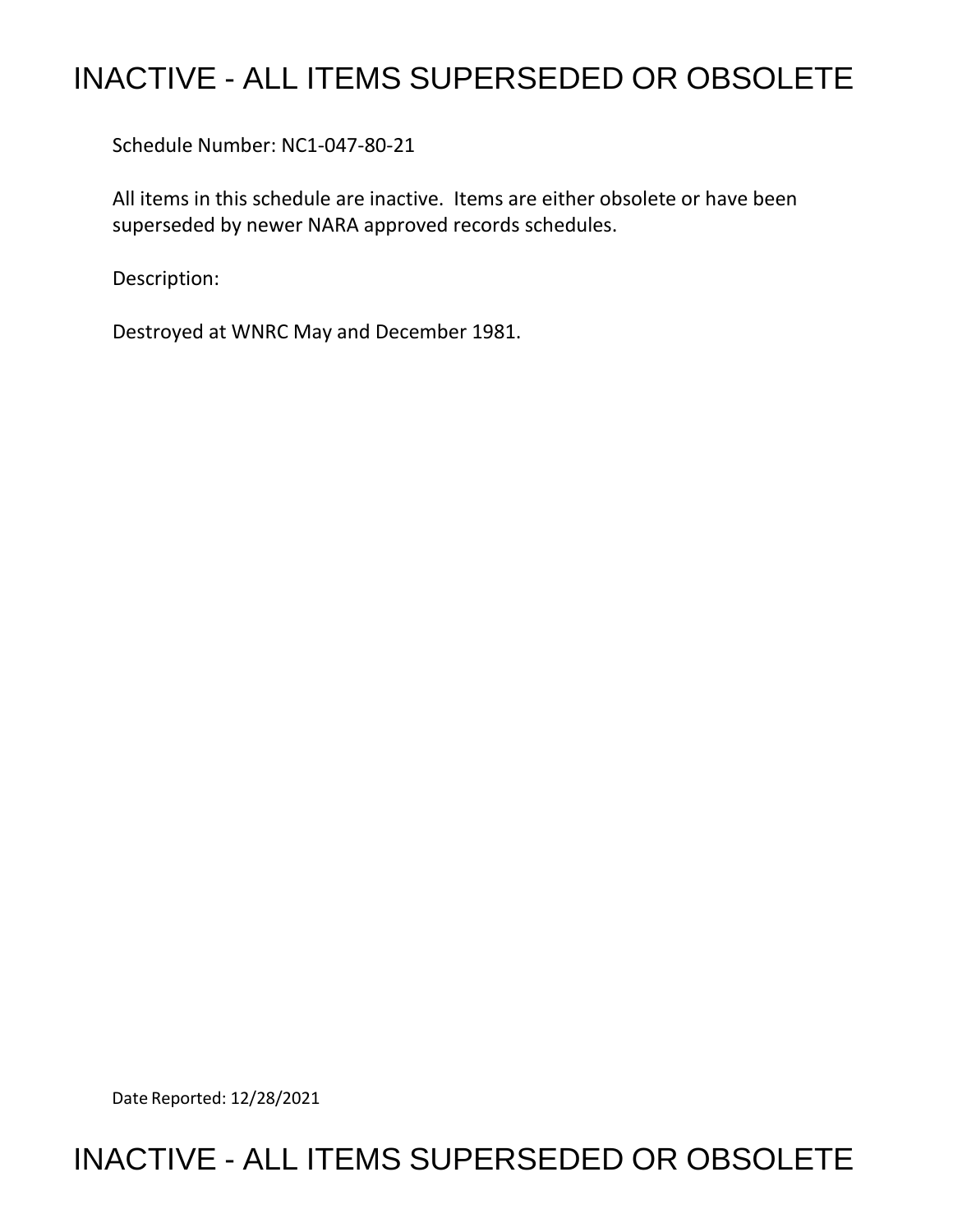# INACTIVE - ALL ITEMS SUPERSEDED OR OBSOLETE

Schedule Number: NC1-047-80-21

All items in this schedule are inactive. Items are either obsolete or have been superseded by newer NARA approved records schedules.

Description:

Destroyed at WNRC May and December 1981.

Date Reported: 12/28/2021

# INACTIVE - ALL ITEMS SUPERSEDED OR OBSOLETE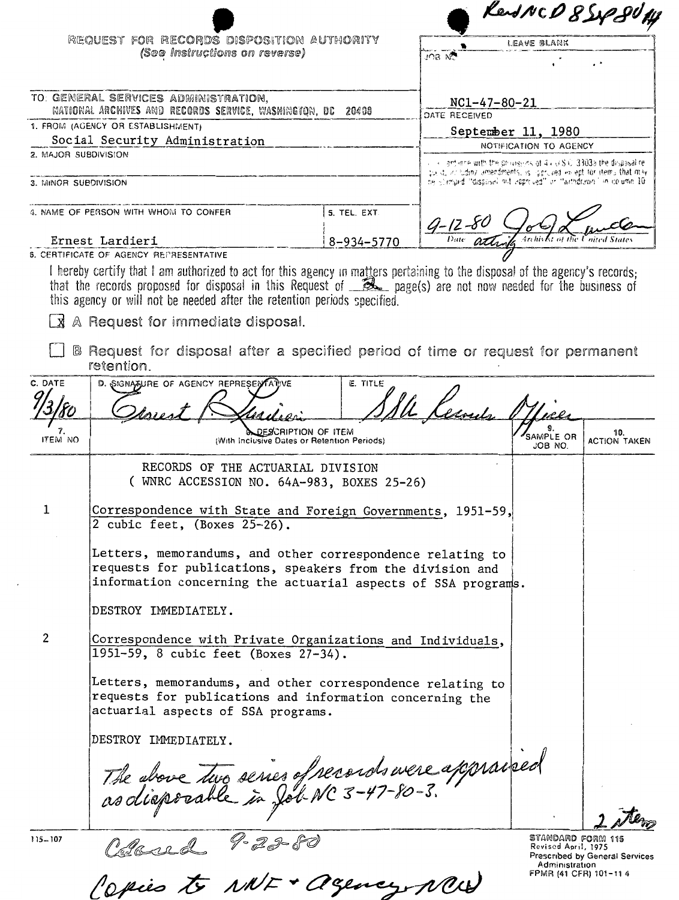Recd NCD 8 Sep 80 [illegible]

REQUEST FOR RECORDS DISPOSITION AUTHORITY
*(See Instructions on reverse)*

| LEAVE BLANK |
|---|
| JOB NO. NC1-47-80-21 |
| DATE RECEIVED September 11, 1980 |
| NOTIFICATION TO AGENCY |
| In accordance with the provisions of 44 U.S.C. 3303a the disposal request, including amendments, is approved except for items that may be stamped "disposal not approved" or "withdrawn" in column 10 |
| 9-12-80 — Date; [signature] acting Archivist of the United States |

TO: GENERAL SERVICES ADMINISTRATION, NATIONAL ARCHIVES AND RECORDS SERVICE, WASHINGTON, DC 20408

1. FROM (AGENCY OR ESTABLISHMENT): Social Security Administration

2. MAJOR SUBDIVISION:

3. MINOR SUBDIVISION:

4. NAME OF PERSON WITH WHOM TO CONFER: Ernest Lardieri

5. TEL. EXT.: 8-934-5770

6. CERTIFICATE OF AGENCY REPRESENTATIVE

I hereby certify that I am authorized to act for this agency in matters pertaining to the disposal of the agency's records; that the records proposed for disposal in this Request of 2 page(s) are not now needed for the business of this agency or will not be needed after the retention periods specified.

☒ A Request for immediate disposal.

☐ B Request for disposal after a specified period of time or request for permanent retention.

| C. DATE | D. SIGNATURE OF AGENCY REPRESENTATIVE | E. TITLE |
|---|---|---|
| 9/3/80 | Ernest R. Lardieri | SSA Records Officer |

| 7. ITEM NO | 8. DESCRIPTION OF ITEM (With Inclusive Dates or Retention Periods) | 9. SAMPLE OR JOB NO. | 10. ACTION TAKEN |
|---|---|---|---|
| | RECORDS OF THE ACTUARIAL DIVISION ( WNRC ACCESSION NO. 64A-983, BOXES 25-26) | | |
| 1 | Correspondence with State and Foreign Governments, 1951-59, 2 cubic feet, (Boxes 25-26). Letters, memorandums, and other correspondence relating to requests for publications, speakers from the division and information concerning the actuarial aspects of SSA programs. DESTROY IMMEDIATELY. | | |
| 2 | Correspondence with Private Organizations and Individuals, 1951-59, 8 cubic feet (Boxes 27-34). Letters, memorandums, and other correspondence relating to requests for publications and information concerning the actuarial aspects of SSA programs. DESTROY IMMEDIATELY. *The above two series of records were appraised as disposable in Job NC 3-47-80-3.* | | 2 items |

115-107

*Closed 9-23-80*

*Copies to NNF + Agency NCD*

STANDARD FORM 115
Revised April, 1975
Prescribed by General Services Administration
FPMR (41 CFR) 101-11.4